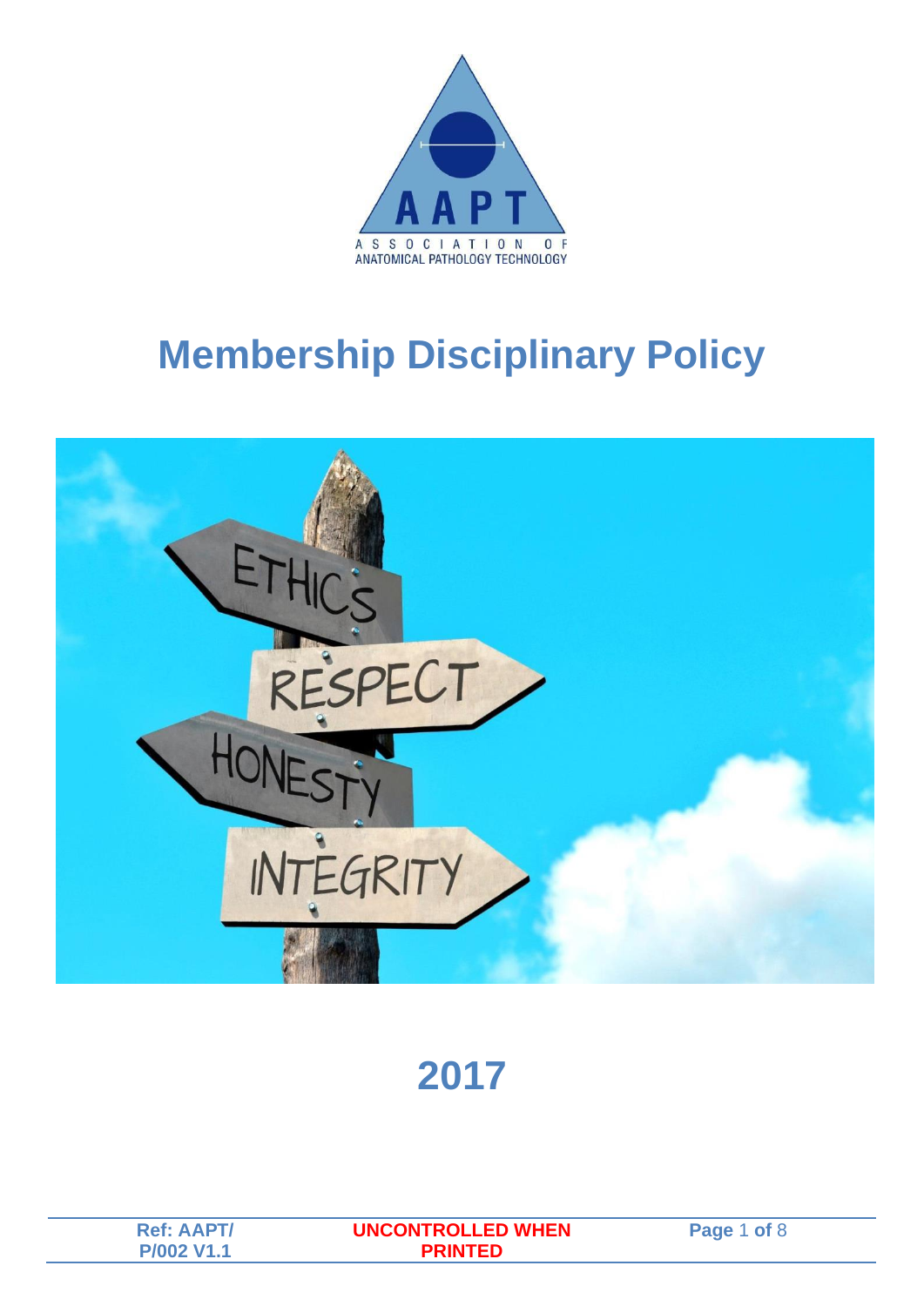AAPT

ASSOCIATION OF ANATOMICAL PATHOLOGY TECHNOLOGY

# Membership Disciplinary Policy

ETHICS

RESPECT

HONESTY

INTEGRITY

## 2017

Ref: AAPT/ P/002 V1.1

UNCONTROLLED WHEN PRINTED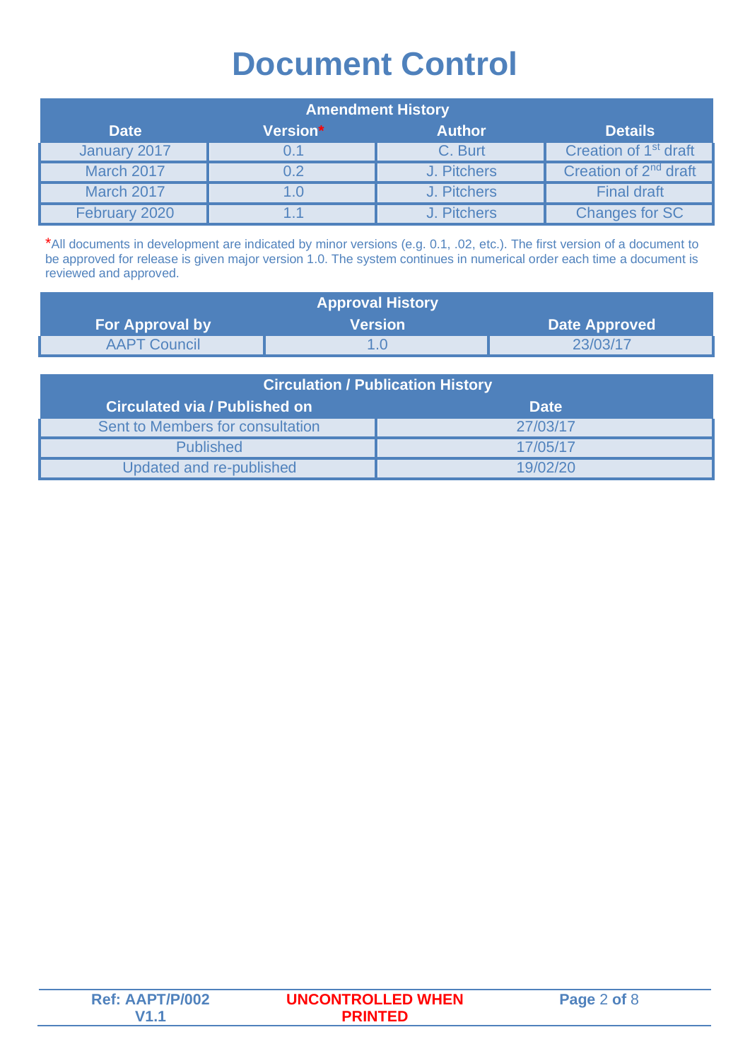# Document Control

| Amendment History | | | |
|---|---|---|---|
| **Date** | **Version*** | **Author** | **Details** |
| January 2017 | 0.1 | C. Burt | Creation of 1st draft |
| March 2017 | 0.2 | J. Pitchers | Creation of 2nd draft |
| March 2017 | 1.0 | J. Pitchers | Final draft |
| February 2020 | 1.1 | J. Pitchers | Changes for SC |

*All documents in development are indicated by minor versions (e.g. 0.1, .02, etc.). The first version of a document to be approved for release is given major version 1.0. The system continues in numerical order each time a document is reviewed and approved.

| Approval History | | |
|---|---|---|
| **For Approval by** | **Version** | **Date Approved** |
| AAPT Council | 1.0 | 23/03/17 |

| Circulation / Publication History | |
|---|---|
| **Circulated via / Published on** | **Date** |
| Sent to Members for consultation | 27/03/17 |
| Published | 17/05/17 |
| Updated and re-published | 19/02/20 |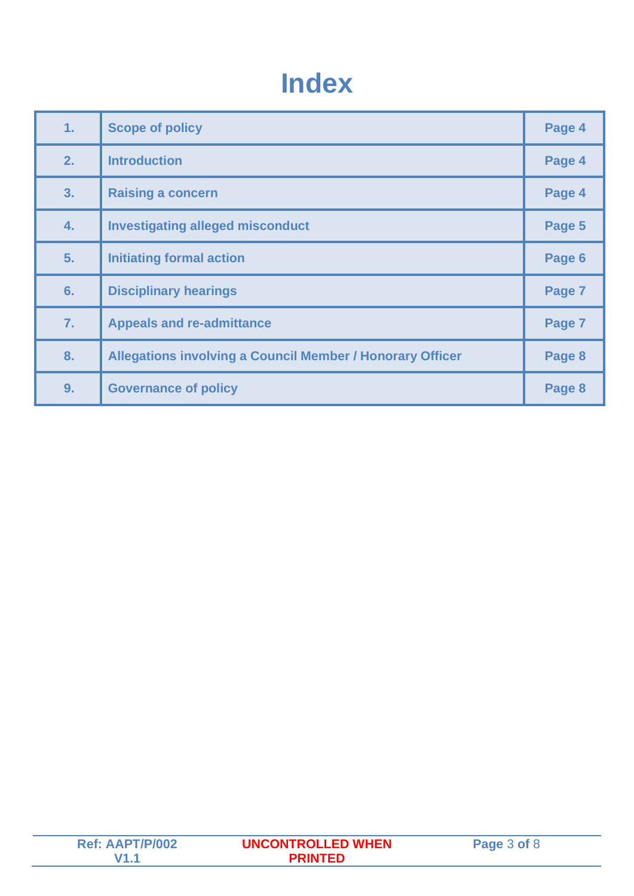# Index

| | | |
|---|---|---|
| 1. | Scope of policy | Page 4 |
| 2. | Introduction | Page 4 |
| 3. | Raising a concern | Page 4 |
| 4. | Investigating alleged misconduct | Page 5 |
| 5. | Initiating formal action | Page 6 |
| 6. | Disciplinary hearings | Page 7 |
| 7. | Appeals and re-admittance | Page 7 |
| 8. | Allegations involving a Council Member / Honorary Officer | Page 8 |
| 9. | Governance of policy | Page 8 |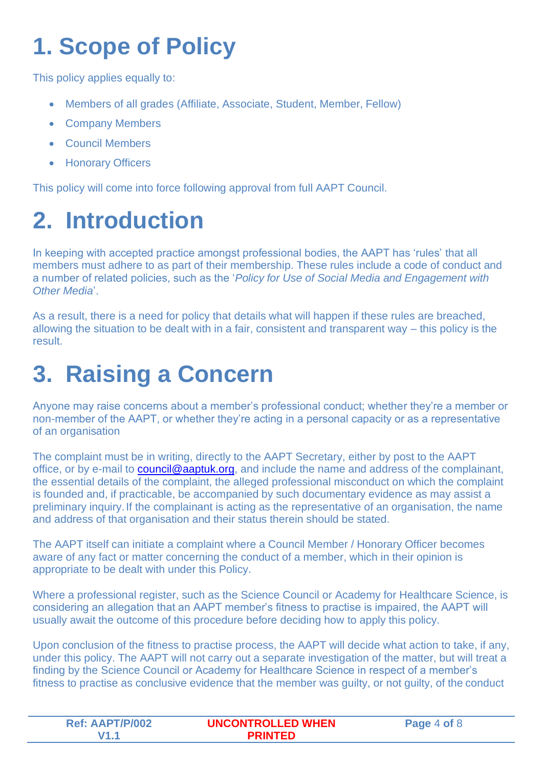# 1. Scope of Policy

This policy applies equally to:

- Members of all grades (Affiliate, Associate, Student, Member, Fellow)
- Company Members
- Council Members
- Honorary Officers

This policy will come into force following approval from full AAPT Council.

# 2. Introduction

In keeping with accepted practice amongst professional bodies, the AAPT has 'rules' that all members must adhere to as part of their membership. These rules include a code of conduct and a number of related policies, such as the '*Policy for Use of Social Media and Engagement with Other Media*'.

As a result, there is a need for policy that details what will happen if these rules are breached, allowing the situation to be dealt with in a fair, consistent and transparent way – this policy is the result.

# 3. Raising a Concern

Anyone may raise concerns about a member's professional conduct; whether they're a member or non-member of the AAPT, or whether they're acting in a personal capacity or as a representative of an organisation

The complaint must be in writing, directly to the AAPT Secretary, either by post to the AAPT office, or by e-mail to council@aaptuk.org, and include the name and address of the complainant, the essential details of the complaint, the alleged professional misconduct on which the complaint is founded and, if practicable, be accompanied by such documentary evidence as may assist a preliminary inquiry. If the complainant is acting as the representative of an organisation, the name and address of that organisation and their status therein should be stated.

The AAPT itself can initiate a complaint where a Council Member / Honorary Officer becomes aware of any fact or matter concerning the conduct of a member, which in their opinion is appropriate to be dealt with under this Policy.

Where a professional register, such as the Science Council or Academy for Healthcare Science, is considering an allegation that an AAPT member's fitness to practise is impaired, the AAPT will usually await the outcome of this procedure before deciding how to apply this policy.

Upon conclusion of the fitness to practise process, the AAPT will decide what action to take, if any, under this policy. The AAPT will not carry out a separate investigation of the matter, but will treat a finding by the Science Council or Academy for Healthcare Science in respect of a member's fitness to practise as conclusive evidence that the member was guilty, or not guilty, of the conduct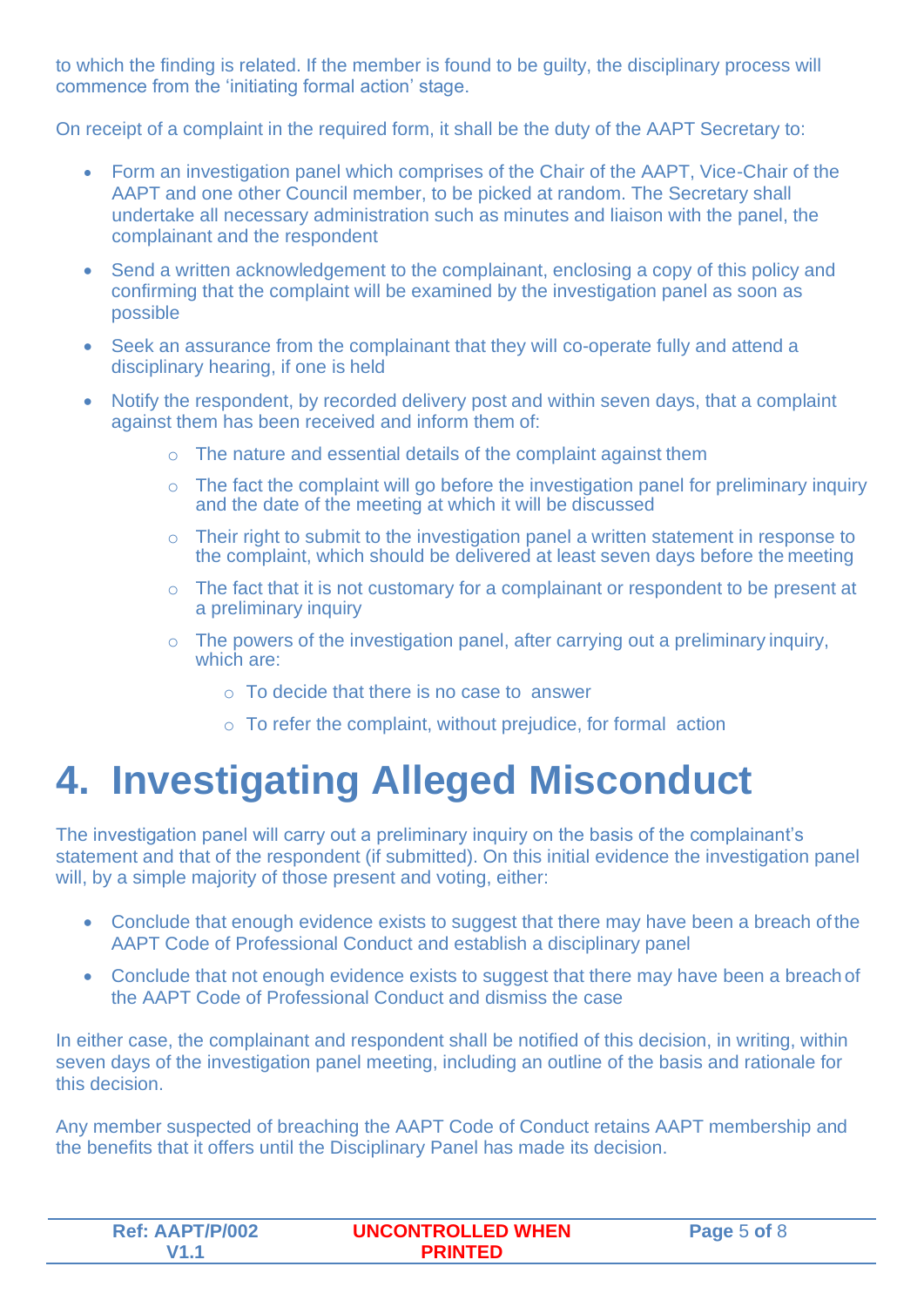to which the finding is related. If the member is found to be guilty, the disciplinary process will commence from the 'initiating formal action' stage.

On receipt of a complaint in the required form, it shall be the duty of the AAPT Secretary to:

- Form an investigation panel which comprises of the Chair of the AAPT, Vice-Chair of the AAPT and one other Council member, to be picked at random. The Secretary shall undertake all necessary administration such as minutes and liaison with the panel, the complainant and the respondent
- Send a written acknowledgement to the complainant, enclosing a copy of this policy and confirming that the complaint will be examined by the investigation panel as soon as possible
- Seek an assurance from the complainant that they will co-operate fully and attend a disciplinary hearing, if one is held
- Notify the respondent, by recorded delivery post and within seven days, that a complaint against them has been received and inform them of:
    - The nature and essential details of the complaint against them
    - The fact the complaint will go before the investigation panel for preliminary inquiry and the date of the meeting at which it will be discussed
    - Their right to submit to the investigation panel a written statement in response to the complaint, which should be delivered at least seven days before the meeting
    - The fact that it is not customary for a complainant or respondent to be present at a preliminary inquiry
    - The powers of the investigation panel, after carrying out a preliminary inquiry, which are:
        - To decide that there is no case to answer
        - To refer the complaint, without prejudice, for formal action

# 4. Investigating Alleged Misconduct

The investigation panel will carry out a preliminary inquiry on the basis of the complainant's statement and that of the respondent (if submitted). On this initial evidence the investigation panel will, by a simple majority of those present and voting, either:

- Conclude that enough evidence exists to suggest that there may have been a breach of the AAPT Code of Professional Conduct and establish a disciplinary panel
- Conclude that not enough evidence exists to suggest that there may have been a breach of the AAPT Code of Professional Conduct and dismiss the case

In either case, the complainant and respondent shall be notified of this decision, in writing, within seven days of the investigation panel meeting, including an outline of the basis and rationale for this decision.

Any member suspected of breaching the AAPT Code of Conduct retains AAPT membership and the benefits that it offers until the Disciplinary Panel has made its decision.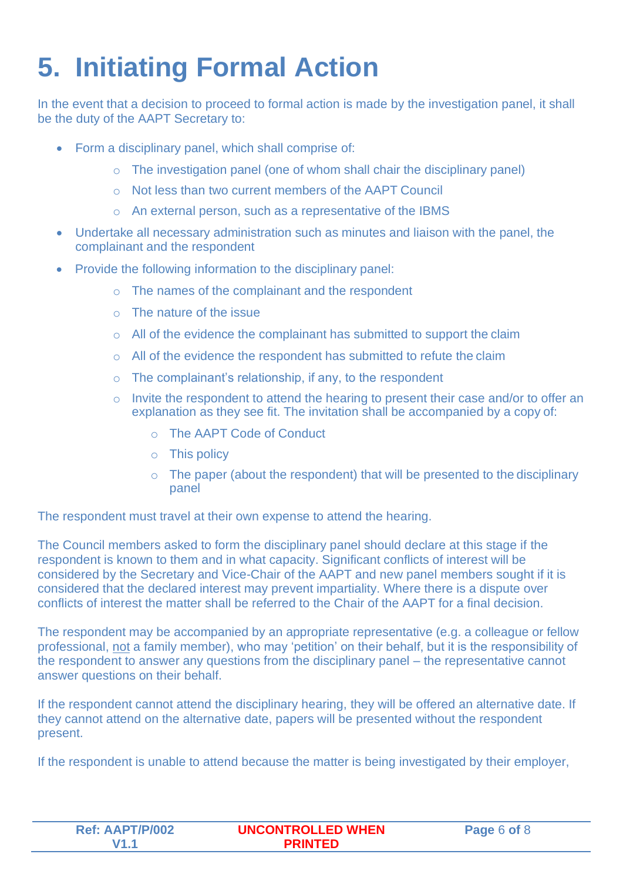# 5. Initiating Formal Action

In the event that a decision to proceed to formal action is made by the investigation panel, it shall be the duty of the AAPT Secretary to:

- Form a disciplinary panel, which shall comprise of:
    - The investigation panel (one of whom shall chair the disciplinary panel)
    - Not less than two current members of the AAPT Council
    - An external person, such as a representative of the IBMS
- Undertake all necessary administration such as minutes and liaison with the panel, the complainant and the respondent
- Provide the following information to the disciplinary panel:
    - The names of the complainant and the respondent
    - The nature of the issue
    - All of the evidence the complainant has submitted to support the claim
    - All of the evidence the respondent has submitted to refute the claim
    - The complainant's relationship, if any, to the respondent
    - Invite the respondent to attend the hearing to present their case and/or to offer an explanation as they see fit. The invitation shall be accompanied by a copy of:
        - The AAPT Code of Conduct
        - This policy
        - The paper (about the respondent) that will be presented to the disciplinary panel

The respondent must travel at their own expense to attend the hearing.

The Council members asked to form the disciplinary panel should declare at this stage if the respondent is known to them and in what capacity. Significant conflicts of interest will be considered by the Secretary and Vice-Chair of the AAPT and new panel members sought if it is considered that the declared interest may prevent impartiality. Where there is a dispute over conflicts of interest the matter shall be referred to the Chair of the AAPT for a final decision.

The respondent may be accompanied by an appropriate representative (e.g. a colleague or fellow professional, not a family member), who may 'petition' on their behalf, but it is the responsibility of the respondent to answer any questions from the disciplinary panel – the representative cannot answer questions on their behalf.

If the respondent cannot attend the disciplinary hearing, they will be offered an alternative date. If they cannot attend on the alternative date, papers will be presented without the respondent present.

If the respondent is unable to attend because the matter is being investigated by their employer,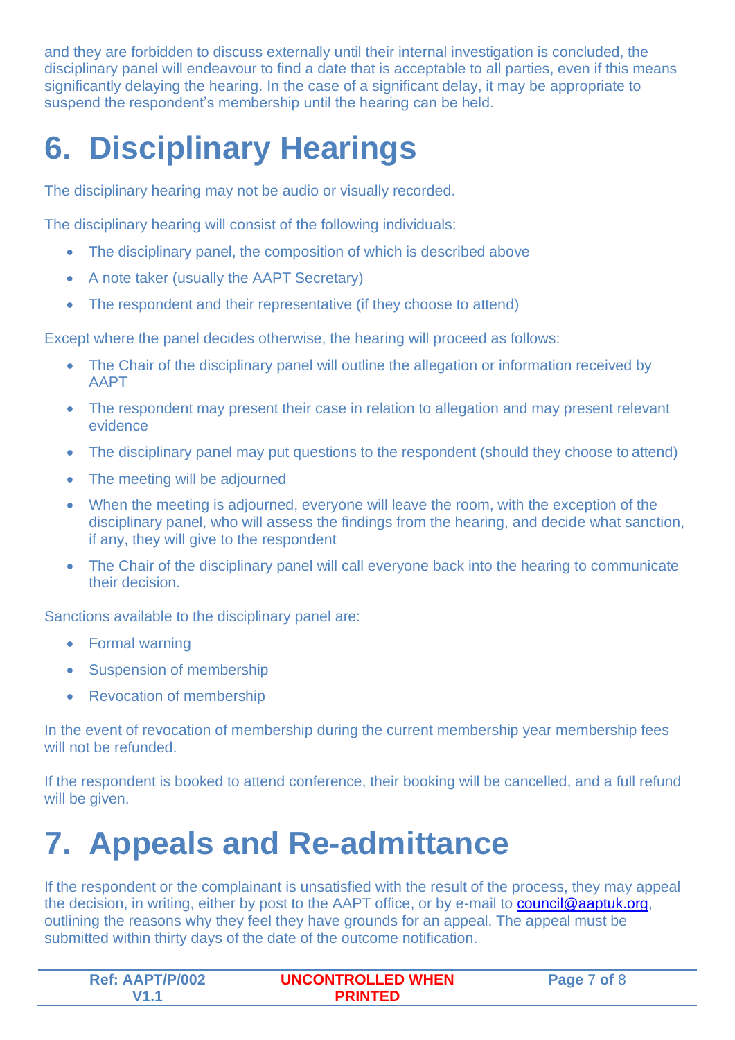and they are forbidden to discuss externally until their internal investigation is concluded, the disciplinary panel will endeavour to find a date that is acceptable to all parties, even if this means significantly delaying the hearing. In the case of a significant delay, it may be appropriate to suspend the respondent's membership until the hearing can be held.

# 6. Disciplinary Hearings

The disciplinary hearing may not be audio or visually recorded.

The disciplinary hearing will consist of the following individuals:

- The disciplinary panel, the composition of which is described above
- A note taker (usually the AAPT Secretary)
- The respondent and their representative (if they choose to attend)

Except where the panel decides otherwise, the hearing will proceed as follows:

- The Chair of the disciplinary panel will outline the allegation or information received by AAPT
- The respondent may present their case in relation to allegation and may present relevant evidence
- The disciplinary panel may put questions to the respondent (should they choose to attend)
- The meeting will be adjourned
- When the meeting is adjourned, everyone will leave the room, with the exception of the disciplinary panel, who will assess the findings from the hearing, and decide what sanction, if any, they will give to the respondent
- The Chair of the disciplinary panel will call everyone back into the hearing to communicate their decision.

Sanctions available to the disciplinary panel are:

- Formal warning
- Suspension of membership
- Revocation of membership

In the event of revocation of membership during the current membership year membership fees will not be refunded.

If the respondent is booked to attend conference, their booking will be cancelled, and a full refund will be given.

# 7. Appeals and Re-admittance

If the respondent or the complainant is unsatisfied with the result of the process, they may appeal the decision, in writing, either by post to the AAPT office, or by e-mail to council@aaptuk.org, outlining the reasons why they feel they have grounds for an appeal. The appeal must be submitted within thirty days of the date of the outcome notification.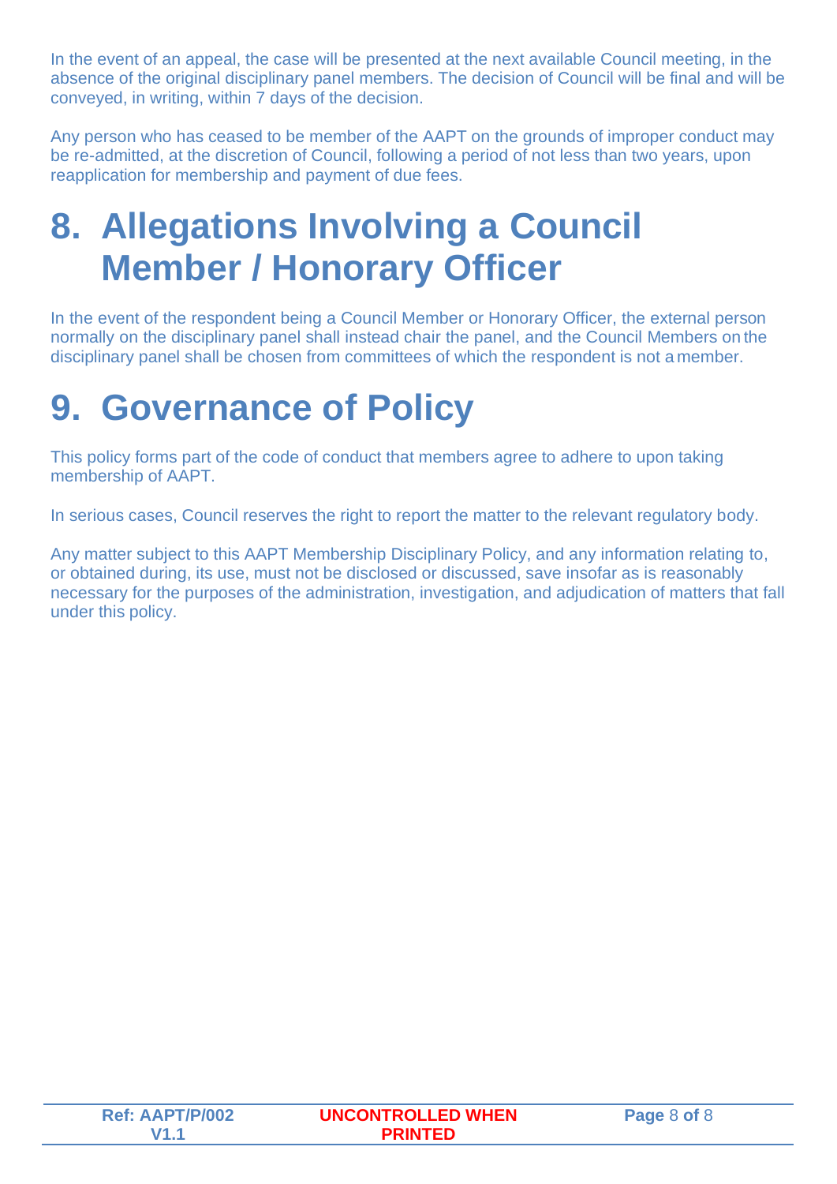In the event of an appeal, the case will be presented at the next available Council meeting, in the absence of the original disciplinary panel members. The decision of Council will be final and will be conveyed, in writing, within 7 days of the decision.

Any person who has ceased to be member of the AAPT on the grounds of improper conduct may be re-admitted, at the discretion of Council, following a period of not less than two years, upon reapplication for membership and payment of due fees.

# 8. Allegations Involving a Council Member / Honorary Officer

In the event of the respondent being a Council Member or Honorary Officer, the external person normally on the disciplinary panel shall instead chair the panel, and the Council Members on the disciplinary panel shall be chosen from committees of which the respondent is not a member.

# 9. Governance of Policy

This policy forms part of the code of conduct that members agree to adhere to upon taking membership of AAPT.

In serious cases, Council reserves the right to report the matter to the relevant regulatory body.

Any matter subject to this AAPT Membership Disciplinary Policy, and any information relating to, or obtained during, its use, must not be disclosed or discussed, save insofar as is reasonably necessary for the purposes of the administration, investigation, and adjudication of matters that fall under this policy.